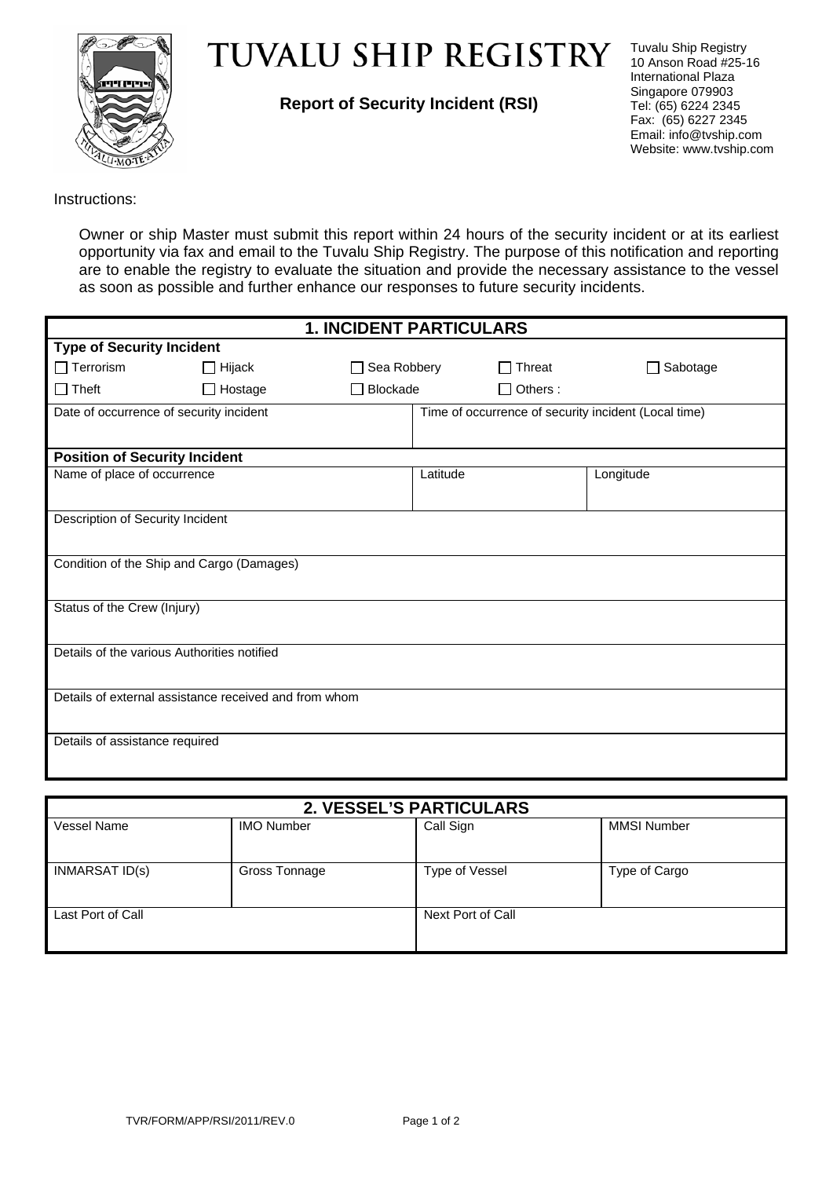# TUVALU SHIP REGISTRY

**Report of Security Incident (RSI)**

Tuvalu Ship Registry
10 Anson Road #25-16
International Plaza
Singapore 079903
Tel: (65) 6224 2345
Fax: (65) 6227 2345
Email: info@tvship.com
Website: www.tvship.com

Instructions:

Owner or ship Master must submit this report within 24 hours of the security incident or at its earliest opportunity via fax and email to the Tuvalu Ship Registry. The purpose of this notification and reporting are to enable the registry to evaluate the situation and provide the necessary assistance to the vessel as soon as possible and further enhance our responses to future security incidents.

| **1. INCIDENT PARTICULARS** | | | | |
|---|---|---|---|---|
| **Type of Security Incident** | | | | |
| ☐ Terrorism | ☐ Hijack | ☐ Sea Robbery | ☐ Threat | ☐ Sabotage |
| ☐ Theft | ☐ Hostage | ☐ Blockade | ☐ Others : | |
| Date of occurrence of security incident | | | Time of occurrence of security incident (Local time) | |
| **Position of Security Incident** | | | | |
| Name of place of occurrence | | | Latitude | Longitude |
| Description of Security Incident | | | | |
| Condition of the Ship and Cargo (Damages) | | | | |
| Status of the Crew (Injury) | | | | |
| Details of the various Authorities notified | | | | |
| Details of external assistance received and from whom | | | | |
| Details of assistance required | | | | |

| **2. VESSEL'S PARTICULARS** | | | |
|---|---|---|---|
| Vessel Name | IMO Number | Call Sign | MMSI Number |
| INMARSAT ID(s) | Gross Tonnage | Type of Vessel | Type of Cargo |
| Last Port of Call | | Next Port of Call | |

TVR/FORM/APP/RSI/2011/REV.0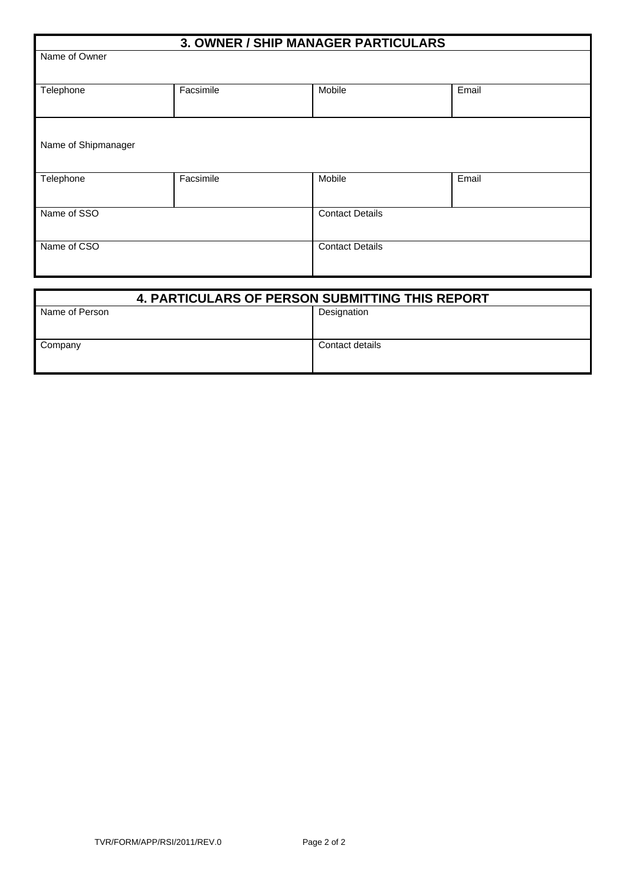## 3. OWNER / SHIP MANAGER PARTICULARS

| | | | |
|---|---|---|---|
| Name of Owner | | | |
| Telephone | Facsimile | Mobile | Email |
| Name of Shipmanager | | | |
| Telephone | Facsimile | Mobile | Email |
| Name of SSO | | Contact Details | |
| Name of CSO | | Contact Details | |

## 4. PARTICULARS OF PERSON SUBMITTING THIS REPORT

| | |
|---|---|
| Name of Person | Designation |
| Company | Contact details |

TVR/FORM/APP/RSI/2011/REV.0